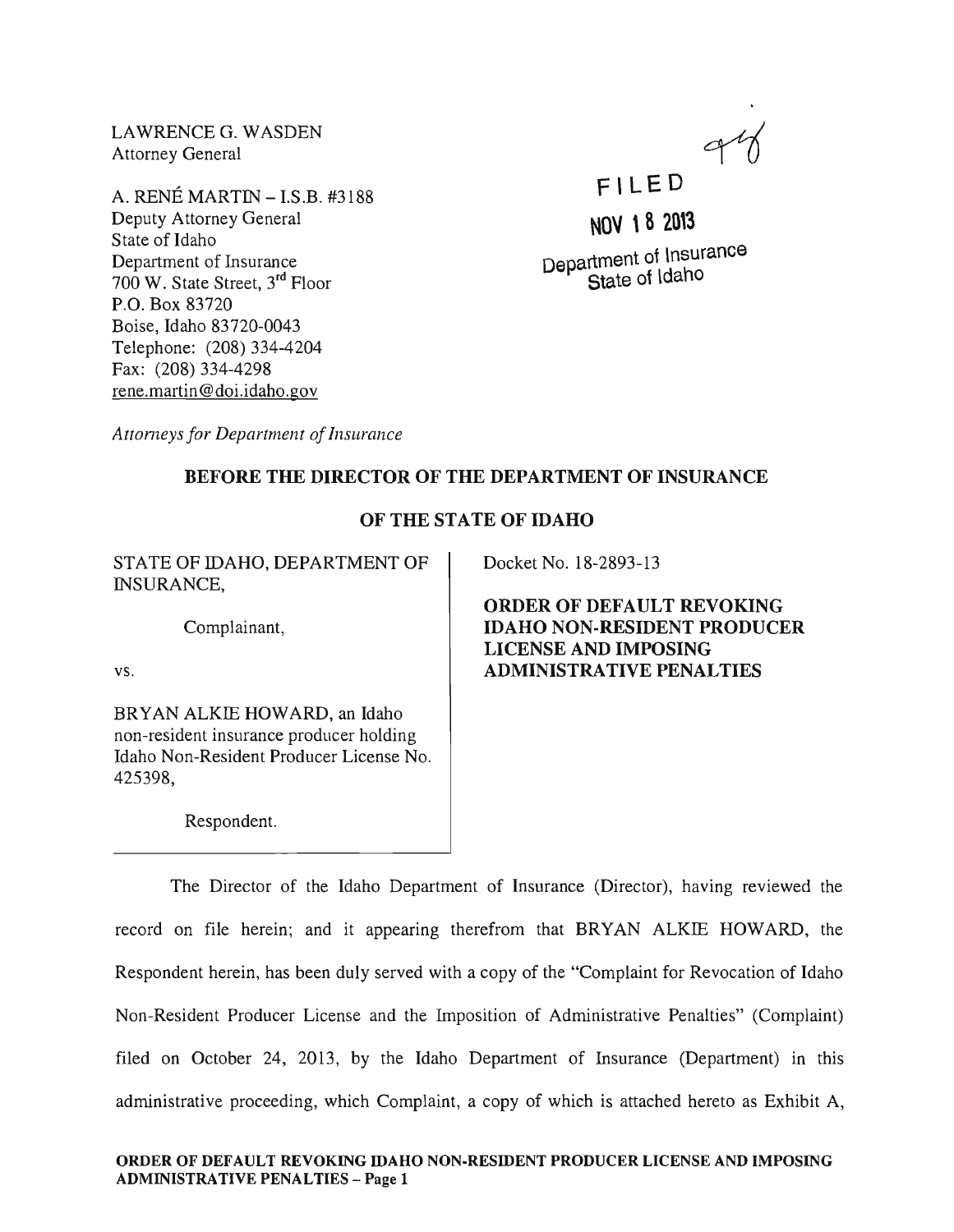LAWRENCE G. WASDEN
Attorney General

A. RENÉ MARTIN – I.S.B. #3188
Deputy Attorney General
State of Idaho
Department of Insurance
700 W. State Street, 3rd Floor
P.O. Box 83720
Boise, Idaho 83720-0043
Telephone: (208) 334-4204
Fax: (208) 334-4298
rene.martin@doi.idaho.gov

*Attorneys for Department of Insurance*

FILED

NOV 18 2013

Department of Insurance
State of Idaho

**BEFORE THE DIRECTOR OF THE DEPARTMENT OF INSURANCE**

**OF THE STATE OF IDAHO**

| | |
|---|---|
| STATE OF IDAHO, DEPARTMENT OF INSURANCE,<br><br>Complainant,<br><br>vs.<br><br>BRYAN ALKIE HOWARD, an Idaho non-resident insurance producer holding Idaho Non-Resident Producer License No. 425398,<br><br>Respondent. | Docket No. 18-2893-13<br><br>**ORDER OF DEFAULT REVOKING IDAHO NON-RESIDENT PRODUCER LICENSE AND IMPOSING ADMINISTRATIVE PENALTIES** |

The Director of the Idaho Department of Insurance (Director), having reviewed the record on file herein; and it appearing therefrom that BRYAN ALKIE HOWARD, the Respondent herein, has been duly served with a copy of the "Complaint for Revocation of Idaho Non-Resident Producer License and the Imposition of Administrative Penalties" (Complaint) filed on October 24, 2013, by the Idaho Department of Insurance (Department) in this administrative proceeding, which Complaint, a copy of which is attached hereto as Exhibit A,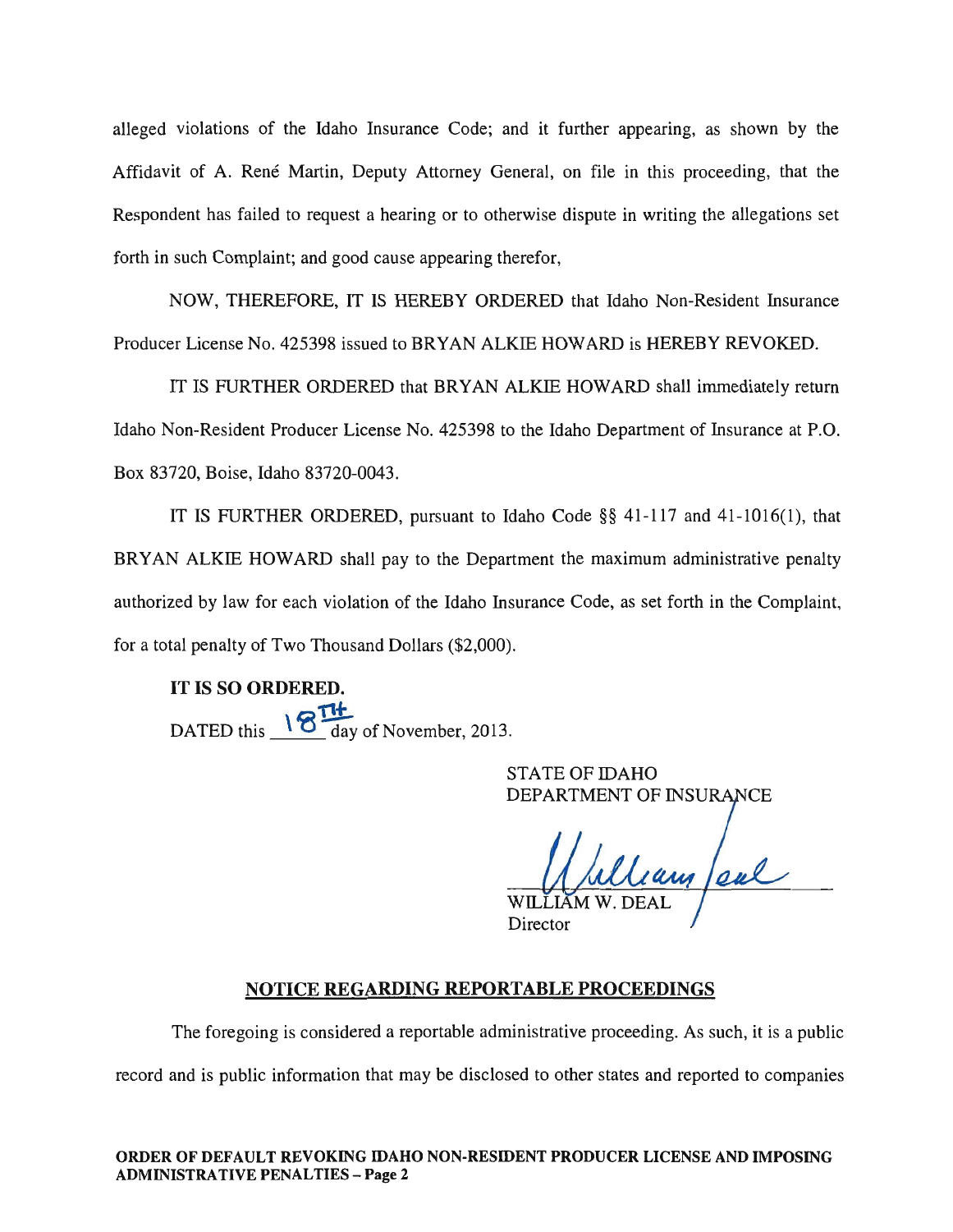alleged violations of the Idaho Insurance Code; and it further appearing, as shown by the Affidavit of A. René Martin, Deputy Attorney General, on file in this proceeding, that the Respondent has failed to request a hearing or to otherwise dispute in writing the allegations set forth in such Complaint; and good cause appearing therefor,

NOW, THEREFORE, IT IS HEREBY ORDERED that Idaho Non-Resident Insurance Producer License No. 425398 issued to BRYAN ALKIE HOWARD is HEREBY REVOKED.

IT IS FURTHER ORDERED that BRYAN ALKIE HOWARD shall immediately return Idaho Non-Resident Producer License No. 425398 to the Idaho Department of Insurance at P.O. Box 83720, Boise, Idaho 83720-0043.

IT IS FURTHER ORDERED, pursuant to Idaho Code §§ 41-117 and 41-1016(1), that BRYAN ALKIE HOWARD shall pay to the Department the maximum administrative penalty authorized by law for each violation of the Idaho Insurance Code, as set forth in the Complaint, for a total penalty of Two Thousand Dollars ($2,000).

**IT IS SO ORDERED.**

DATED this 18TH day of November, 2013.

STATE OF IDAHO
DEPARTMENT OF INSURANCE

William Deal
WILLIAM W. DEAL
Director

## NOTICE REGARDING REPORTABLE PROCEEDINGS

The foregoing is considered a reportable administrative proceeding. As such, it is a public record and is public information that may be disclosed to other states and reported to companies

**ORDER OF DEFAULT REVOKING IDAHO NON-RESIDENT PRODUCER LICENSE AND IMPOSING ADMINISTRATIVE PENALTIES – Page 2**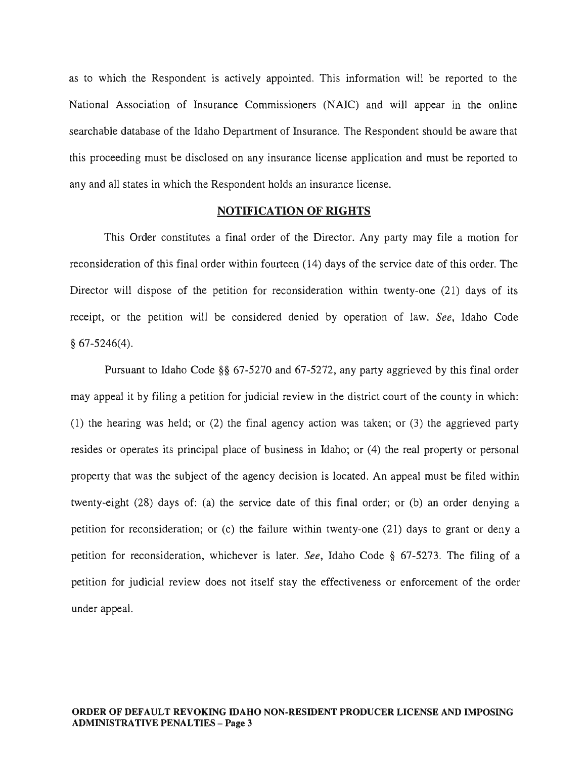as to which the Respondent is actively appointed. This information will be reported to the National Association of Insurance Commissioners (NAIC) and will appear in the online searchable database of the Idaho Department of Insurance. The Respondent should be aware that this proceeding must be disclosed on any insurance license application and must be reported to any and all states in which the Respondent holds an insurance license.

## NOTIFICATION OF RIGHTS

This Order constitutes a final order of the Director. Any party may file a motion for reconsideration of this final order within fourteen (14) days of the service date of this order. The Director will dispose of the petition for reconsideration within twenty-one (21) days of its receipt, or the petition will be considered denied by operation of law. *See*, Idaho Code § 67-5246(4).

Pursuant to Idaho Code §§ 67-5270 and 67-5272, any party aggrieved by this final order may appeal it by filing a petition for judicial review in the district court of the county in which: (1) the hearing was held; or (2) the final agency action was taken; or (3) the aggrieved party resides or operates its principal place of business in Idaho; or (4) the real property or personal property that was the subject of the agency decision is located. An appeal must be filed within twenty-eight (28) days of: (a) the service date of this final order; or (b) an order denying a petition for reconsideration; or (c) the failure within twenty-one (21) days to grant or deny a petition for reconsideration, whichever is later. *See*, Idaho Code § 67-5273. The filing of a petition for judicial review does not itself stay the effectiveness or enforcement of the order under appeal.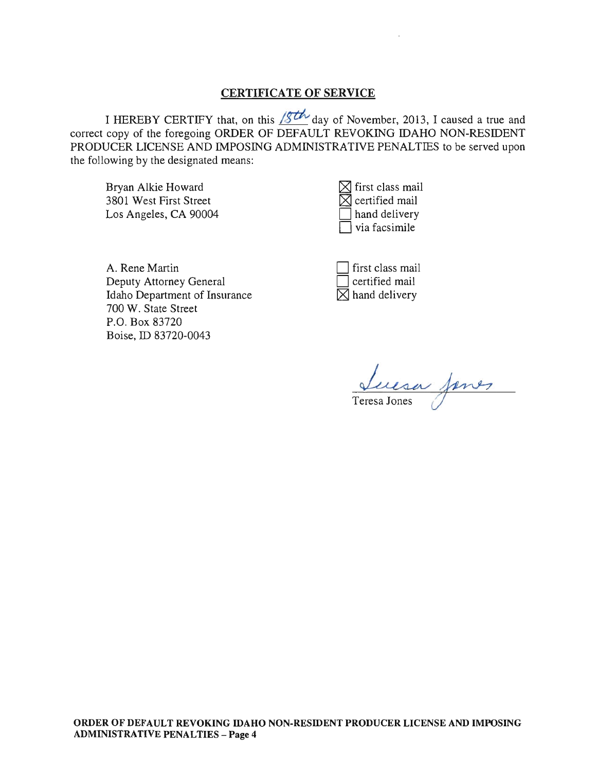## CERTIFICATE OF SERVICE

I HEREBY CERTIFY that, on this 18th day of November, 2013, I caused a true and correct copy of the foregoing ORDER OF DEFAULT REVOKING IDAHO NON-RESIDENT PRODUCER LICENSE AND IMPOSING ADMINISTRATIVE PENALTIES to be served upon the following by the designated means:

| | |
|---|---|
| Bryan Alkie Howard<br>3801 West First Street<br>Los Angeles, CA 90004 | ☒ first class mail<br>☒ certified mail<br>☐ hand delivery<br>☐ via facsimile |
| A. Rene Martin<br>Deputy Attorney General<br>Idaho Department of Insurance<br>700 W. State Street<br>P.O. Box 83720<br>Boise, ID 83720-0043 | ☐ first class mail<br>☐ certified mail<br>☒ hand delivery |

Teresa Jones

ORDER OF DEFAULT REVOKING IDAHO NON-RESIDENT PRODUCER LICENSE AND IMPOSING ADMINISTRATIVE PENALTIES – Page 4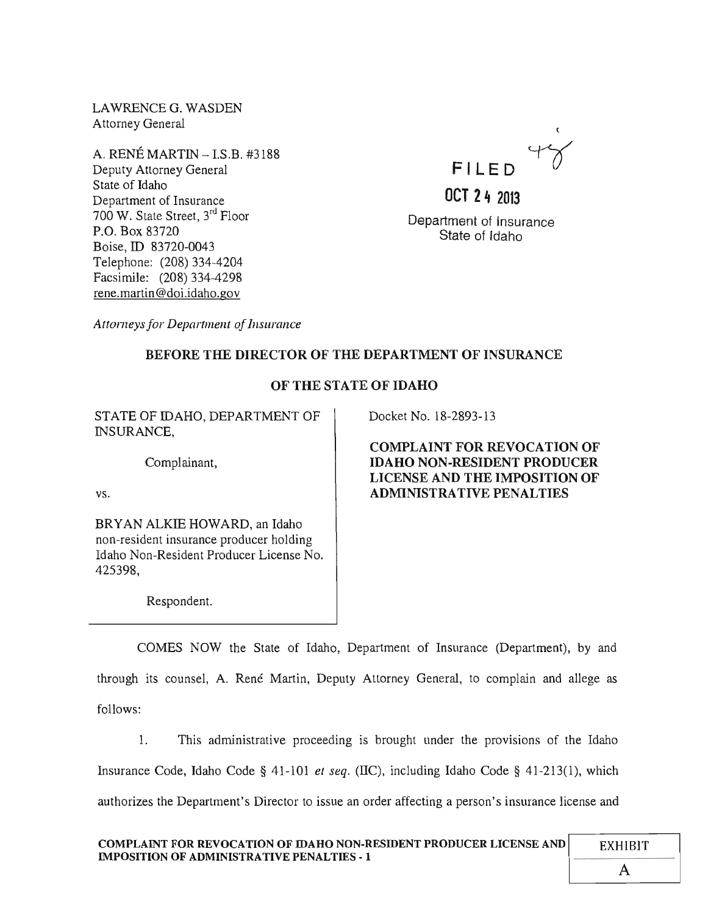LAWRENCE G. WASDEN
Attorney General

A. RENÉ MARTIN – I.S.B. #3188
Deputy Attorney General
State of Idaho
Department of Insurance
700 W. State Street, 3rd Floor
P.O. Box 83720
Boise, ID 83720-0043
Telephone: (208) 334-4204
Facsimile: (208) 334-4298
rene.martin@doi.idaho.gov

*Attorneys for Department of Insurance*

FILED

OCT 24 2013

Department of Insurance
State of Idaho

**BEFORE THE DIRECTOR OF THE DEPARTMENT OF INSURANCE**

**OF THE STATE OF IDAHO**

| | |
|---|---|
| STATE OF IDAHO, DEPARTMENT OF INSURANCE,<br><br>Complainant,<br><br>vs.<br><br>BRYAN ALKIE HOWARD, an Idaho non-resident insurance producer holding Idaho Non-Resident Producer License No. 425398,<br><br>Respondent. | Docket No. 18-2893-13<br><br>**COMPLAINT FOR REVOCATION OF IDAHO NON-RESIDENT PRODUCER LICENSE AND THE IMPOSITION OF ADMINISTRATIVE PENALTIES** |

COMES NOW the State of Idaho, Department of Insurance (Department), by and through its counsel, A. René Martin, Deputy Attorney General, to complain and allege as follows:

1. This administrative proceeding is brought under the provisions of the Idaho Insurance Code, Idaho Code § 41-101 *et seq.* (IIC), including Idaho Code § 41-213(1), which authorizes the Department's Director to issue an order affecting a person's insurance license and

**COMPLAINT FOR REVOCATION OF IDAHO NON-RESIDENT PRODUCER LICENSE AND IMPOSITION OF ADMINISTRATIVE PENALTIES - 1**

EXHIBIT A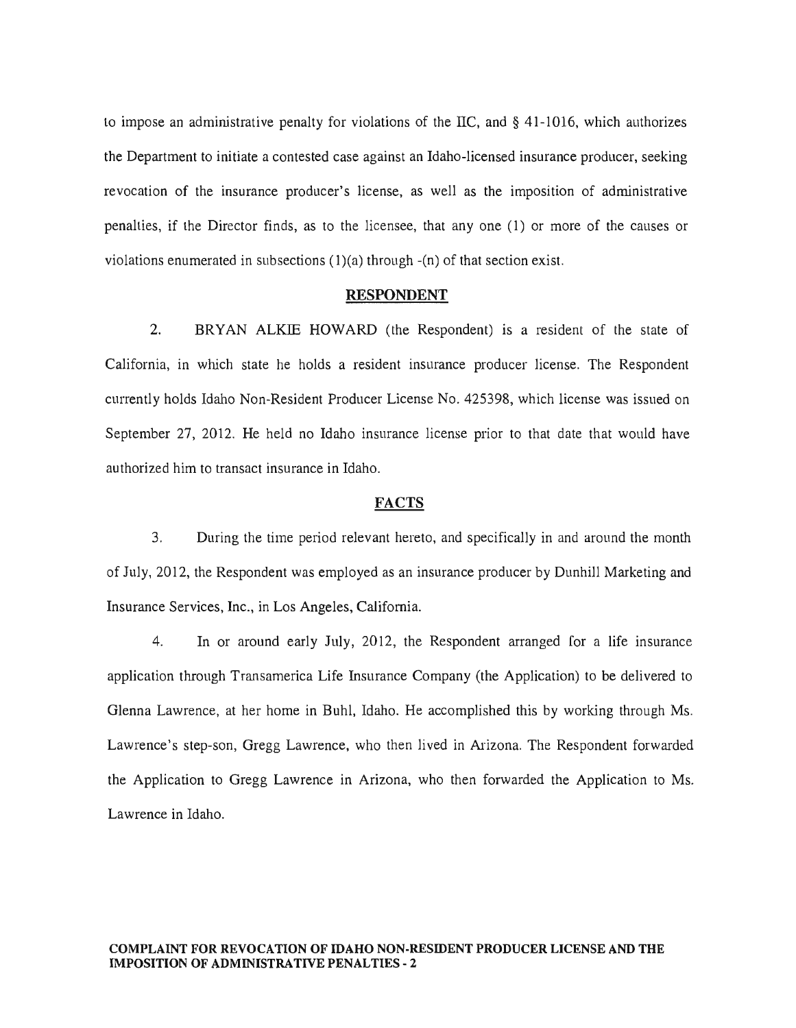to impose an administrative penalty for violations of the IIC, and § 41-1016, which authorizes the Department to initiate a contested case against an Idaho-licensed insurance producer, seeking revocation of the insurance producer's license, as well as the imposition of administrative penalties, if the Director finds, as to the licensee, that any one (1) or more of the causes or violations enumerated in subsections (1)(a) through -(n) of that section exist.

## RESPONDENT

2. BRYAN ALKIE HOWARD (the Respondent) is a resident of the state of California, in which state he holds a resident insurance producer license. The Respondent currently holds Idaho Non-Resident Producer License No. 425398, which license was issued on September 27, 2012. He held no Idaho insurance license prior to that date that would have authorized him to transact insurance in Idaho.

## FACTS

3. During the time period relevant hereto, and specifically in and around the month of July, 2012, the Respondent was employed as an insurance producer by Dunhill Marketing and Insurance Services, Inc., in Los Angeles, California.

4. In or around early July, 2012, the Respondent arranged for a life insurance application through Transamerica Life Insurance Company (the Application) to be delivered to Glenna Lawrence, at her home in Buhl, Idaho. He accomplished this by working through Ms. Lawrence's step-son, Gregg Lawrence, who then lived in Arizona. The Respondent forwarded the Application to Gregg Lawrence in Arizona, who then forwarded the Application to Ms. Lawrence in Idaho.

**COMPLAINT FOR REVOCATION OF IDAHO NON-RESIDENT PRODUCER LICENSE AND THE IMPOSITION OF ADMINISTRATIVE PENALTIES - 2**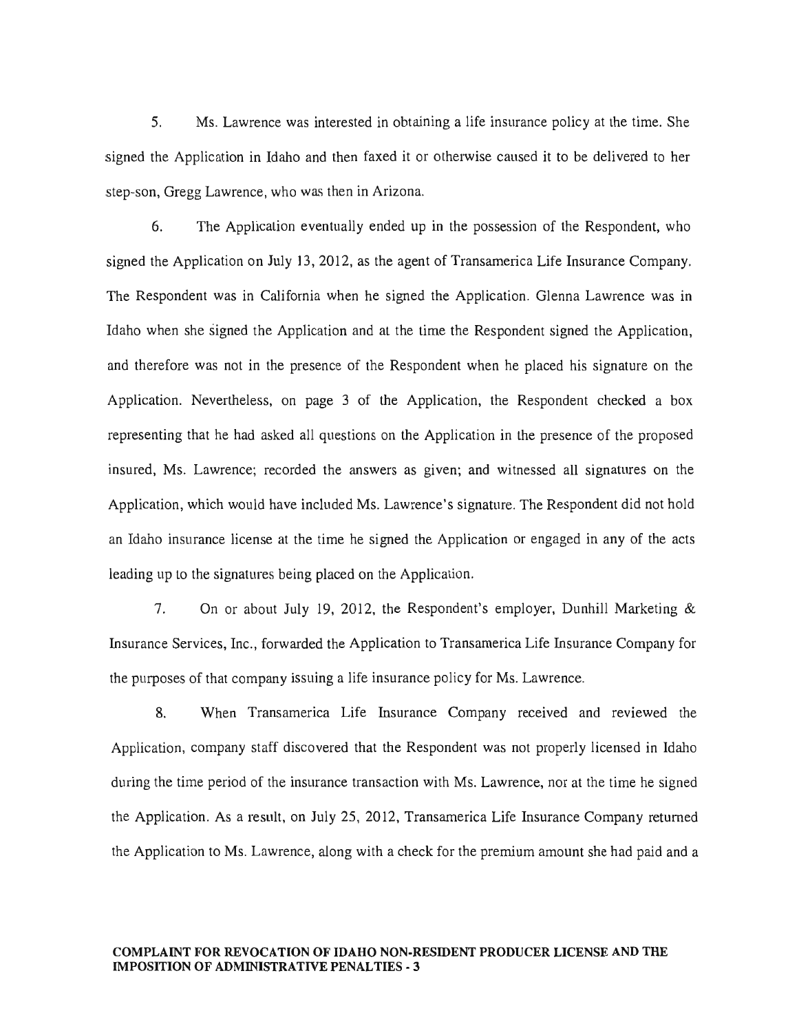5. Ms. Lawrence was interested in obtaining a life insurance policy at the time. She signed the Application in Idaho and then faxed it or otherwise caused it to be delivered to her step-son, Gregg Lawrence, who was then in Arizona.

6. The Application eventually ended up in the possession of the Respondent, who signed the Application on July 13, 2012, as the agent of Transamerica Life Insurance Company. The Respondent was in California when he signed the Application. Glenna Lawrence was in Idaho when she signed the Application and at the time the Respondent signed the Application, and therefore was not in the presence of the Respondent when he placed his signature on the Application. Nevertheless, on page 3 of the Application, the Respondent checked a box representing that he had asked all questions on the Application in the presence of the proposed insured, Ms. Lawrence; recorded the answers as given; and witnessed all signatures on the Application, which would have included Ms. Lawrence's signature. The Respondent did not hold an Idaho insurance license at the time he signed the Application or engaged in any of the acts leading up to the signatures being placed on the Application.

7. On or about July 19, 2012, the Respondent's employer, Dunhill Marketing & Insurance Services, Inc., forwarded the Application to Transamerica Life Insurance Company for the purposes of that company issuing a life insurance policy for Ms. Lawrence.

8. When Transamerica Life Insurance Company received and reviewed the Application, company staff discovered that the Respondent was not properly licensed in Idaho during the time period of the insurance transaction with Ms. Lawrence, nor at the time he signed the Application. As a result, on July 25, 2012, Transamerica Life Insurance Company returned the Application to Ms. Lawrence, along with a check for the premium amount she had paid and a

**COMPLAINT FOR REVOCATION OF IDAHO NON-RESIDENT PRODUCER LICENSE AND THE IMPOSITION OF ADMINISTRATIVE PENALTIES - 3**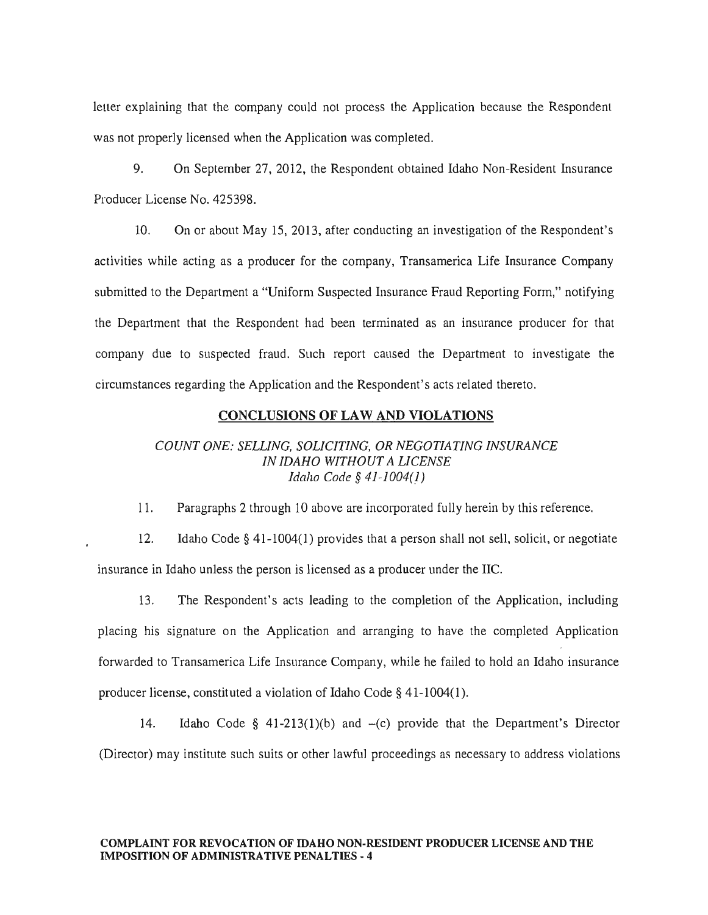letter explaining that the company could not process the Application because the Respondent was not properly licensed when the Application was completed.

9. On September 27, 2012, the Respondent obtained Idaho Non-Resident Insurance Producer License No. 425398.

10. On or about May 15, 2013, after conducting an investigation of the Respondent's activities while acting as a producer for the company, Transamerica Life Insurance Company submitted to the Department a "Uniform Suspected Insurance Fraud Reporting Form," notifying the Department that the Respondent had been terminated as an insurance producer for that company due to suspected fraud. Such report caused the Department to investigate the circumstances regarding the Application and the Respondent's acts related thereto.

## CONCLUSIONS OF LAW AND VIOLATIONS

### *COUNT ONE: SELLING, SOLICITING, OR NEGOTIATING INSURANCE IN IDAHO WITHOUT A LICENSE*
### *Idaho Code § 41-1004(1)*

11. Paragraphs 2 through 10 above are incorporated fully herein by this reference.

12. Idaho Code § 41-1004(1) provides that a person shall not sell, solicit, or negotiate insurance in Idaho unless the person is licensed as a producer under the IIC.

13. The Respondent's acts leading to the completion of the Application, including placing his signature on the Application and arranging to have the completed Application forwarded to Transamerica Life Insurance Company, while he failed to hold an Idaho insurance producer license, constituted a violation of Idaho Code § 41-1004(1).

14. Idaho Code § 41-213(1)(b) and –(c) provide that the Department's Director (Director) may institute such suits or other lawful proceedings as necessary to address violations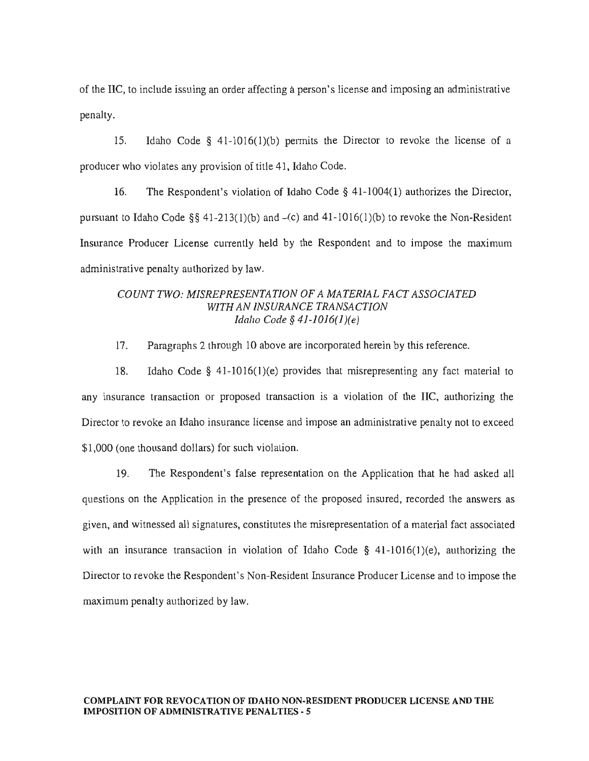of the IIC, to include issuing an order affecting a person's license and imposing an administrative penalty.

15. Idaho Code § 41-1016(1)(b) permits the Director to revoke the license of a producer who violates any provision of title 41, Idaho Code.

16. The Respondent's violation of Idaho Code § 41-1004(1) authorizes the Director, pursuant to Idaho Code §§ 41-213(1)(b) and -(c) and 41-1016(1)(b) to revoke the Non-Resident Insurance Producer License currently held by the Respondent and to impose the maximum administrative penalty authorized by law.

### *COUNT TWO: MISREPRESENTATION OF A MATERIAL FACT ASSOCIATED WITH AN INSURANCE TRANSACTION*
### *Idaho Code § 41-1016(1)(e)*

17. Paragraphs 2 through 10 above are incorporated herein by this reference.

18. Idaho Code § 41-1016(1)(e) provides that misrepresenting any fact material to any insurance transaction or proposed transaction is a violation of the IIC, authorizing the Director to revoke an Idaho insurance license and impose an administrative penalty not to exceed $1,000 (one thousand dollars) for such violation.

19. The Respondent's false representation on the Application that he had asked all questions on the Application in the presence of the proposed insured, recorded the answers as given, and witnessed all signatures, constitutes the misrepresentation of a material fact associated with an insurance transaction in violation of Idaho Code § 41-1016(1)(e), authorizing the Director to revoke the Respondent's Non-Resident Insurance Producer License and to impose the maximum penalty authorized by law.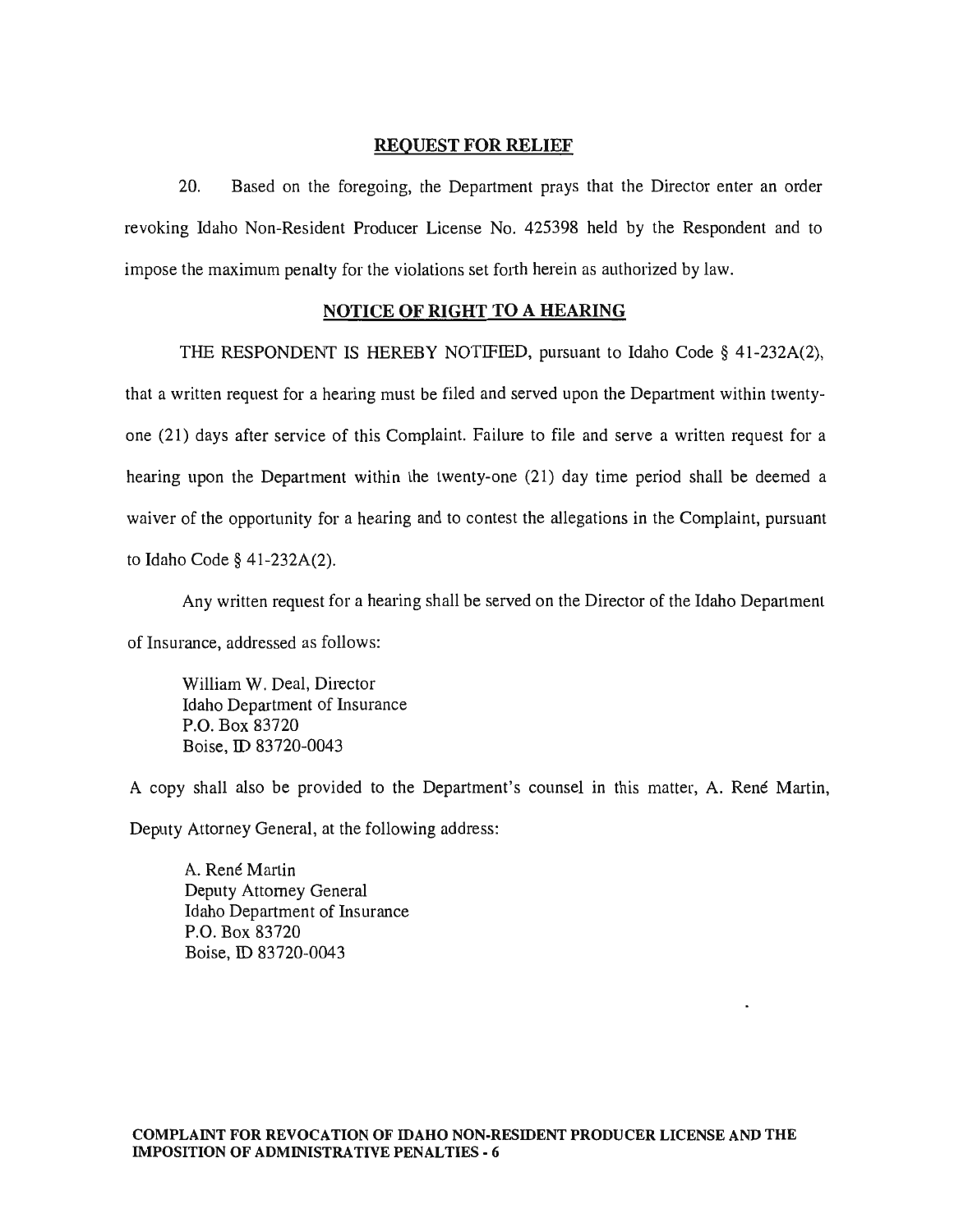## REQUEST FOR RELIEF

20. Based on the foregoing, the Department prays that the Director enter an order revoking Idaho Non-Resident Producer License No. 425398 held by the Respondent and to impose the maximum penalty for the violations set forth herein as authorized by law.

## NOTICE OF RIGHT TO A HEARING

THE RESPONDENT IS HEREBY NOTIFIED, pursuant to Idaho Code § 41-232A(2), that a written request for a hearing must be filed and served upon the Department within twenty-one (21) days after service of this Complaint. Failure to file and serve a written request for a hearing upon the Department within the twenty-one (21) day time period shall be deemed a waiver of the opportunity for a hearing and to contest the allegations in the Complaint, pursuant to Idaho Code § 41-232A(2).

Any written request for a hearing shall be served on the Director of the Idaho Department of Insurance, addressed as follows:

William W. Deal, Director
Idaho Department of Insurance
P.O. Box 83720
Boise, ID 83720-0043

A copy shall also be provided to the Department's counsel in this matter, A. René Martin, Deputy Attorney General, at the following address:

A. René Martin
Deputy Attorney General
Idaho Department of Insurance
P.O. Box 83720
Boise, ID 83720-0043

**COMPLAINT FOR REVOCATION OF IDAHO NON-RESIDENT PRODUCER LICENSE AND THE IMPOSITION OF ADMINISTRATIVE PENALTIES - 6**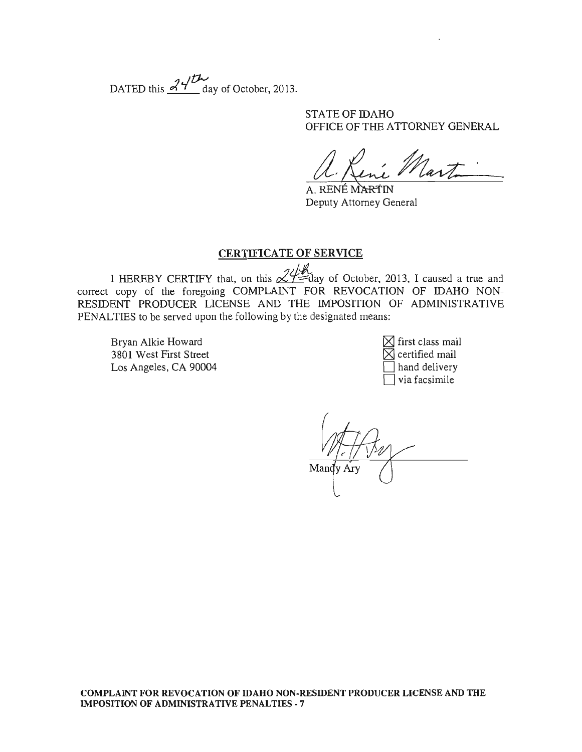DATED this 24th day of October, 2013.

STATE OF IDAHO
OFFICE OF THE ATTORNEY GENERAL

A. RENÉ MARTIN
Deputy Attorney General

## CERTIFICATE OF SERVICE

I HEREBY CERTIFY that, on this 24th day of October, 2013, I caused a true and correct copy of the foregoing COMPLAINT FOR REVOCATION OF IDAHO NON-RESIDENT PRODUCER LICENSE AND THE IMPOSITION OF ADMINISTRATIVE PENALTIES to be served upon the following by the designated means:

Bryan Alkie Howard
3801 West First Street
Los Angeles, CA 90004

- [x] first class mail
- [x] certified mail
- [ ] hand delivery
- [ ] via facsimile

Mandy Ary

**COMPLAINT FOR REVOCATION OF IDAHO NON-RESIDENT PRODUCER LICENSE AND THE IMPOSITION OF ADMINISTRATIVE PENALTIES - 7**